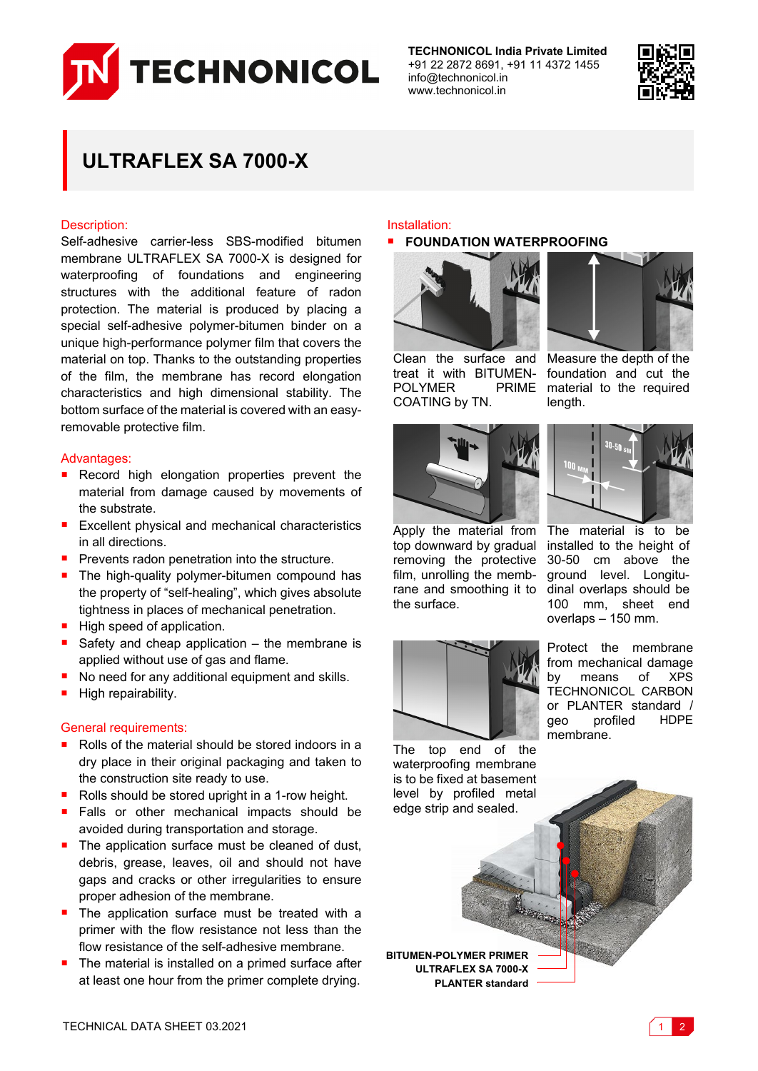# ULTRAFLEX SA 7000-X

## Description:

Self-adhesive carrier-less SBS-modified bitumen membrane ULTRAFLEX SA 7000-X is designed for waterproofing of foundations and engineering structures with the additional feature of radon protection. The material is produced by placing a special self-adhesive polymer-bitumen binder on a unique high-performance polymer film that covers the material on top. Thanks to the outstanding properties of the film, the membrane has record elongation characteristics and high dimensional stability. The bottom surface of the material is covered with an easy-removable protective film.

## Advantages:

- Record high elongation properties prevent the material from damage caused by movements of the substrate.
- Excellent physical and mechanical characteristics in all directions.
- Prevents radon penetration into the structure.
- The high-quality polymer-bitumen compound has the property of "self-healing", which gives absolute tightness in places of mechanical penetration.
- High speed of application.
- Safety and cheap application – the membrane is applied without use of gas and flame.
- No need for any additional equipment and skills.
- High repairability.

## General requirements:

- Rolls of the material should be stored indoors in a dry place in their original packaging and taken to the construction site ready to use.
- Rolls should be stored upright in a 1-row height.
- Falls or other mechanical impacts should be avoided during transportation and storage.
- The application surface must be cleaned of dust, debris, grease, leaves, oil and should not have gaps and cracks or other irregularities to ensure proper adhesion of the membrane.
- The application surface must be treated with a primer with the flow resistance not less than the flow resistance of the self-adhesive membrane.
- The material is installed on a primed surface after at least one hour from the primer complete drying.

## Installation:

- **FOUNDATION WATERPROOFING**

Clean the surface and treat it with BITUMEN-POLYMER PRIME COATING by TN.

Measure the depth of the foundation and cut the material to the required length.

Apply the material from top downward by gradual removing the protective film, unrolling the membrane and smoothing it to the surface.

The material is to be installed to the height of 30-50 cm above the ground level. Longitudinal overlaps should be 100 mm, sheet end overlaps – 150 mm.

The top end of the waterproofing membrane is to be fixed at basement level by profiled metal edge strip and sealed.

Protect the membrane from mechanical damage by means of XPS TECHNONICOL CARBON or PLANTER standard / geo profiled HDPE membrane.

**BITUMEN-POLYMER PRIMER**
**ULTRAFLEX SA 7000-X**
**PLANTER standard**

TECHNICAL DATA SHEET 03.2021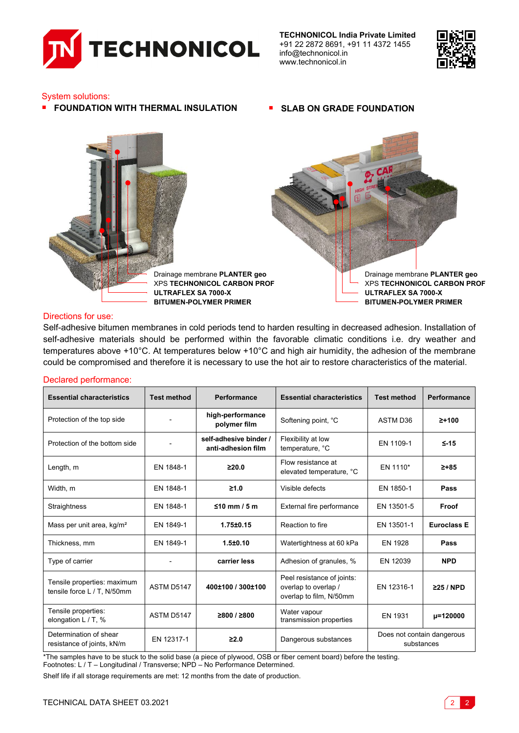**TECHNONICOL India Private Limited**
+91 22 2872 8691, +91 11 4372 1455
info@technonicol.in
www.technonicol.in

System solutions:

- **FOUNDATION WITH THERMAL INSULATION**

Drainage membrane **PLANTER geo**
XPS **TECHNONICOL CARBON PROF**
**ULTRAFLEX SA 7000-X**
**BITUMEN-POLYMER PRIMER**

- **SLAB ON GRADE FOUNDATION**

Drainage membrane **PLANTER geo**
XPS **TECHNONICOL CARBON PROF**
**ULTRAFLEX SA 7000-X**
**BITUMEN-POLYMER PRIMER**

Directions for use:

Self-adhesive bitumen membranes in cold periods tend to harden resulting in decreased adhesion. Installation of self-adhesive materials should be performed within the favorable climatic conditions i.e. dry weather and temperatures above +10°C. At temperatures below +10°C and high air humidity, the adhesion of the membrane could be compromised and therefore it is necessary to use the hot air to restore characteristics of the material.

Declared performance:

| Essential characteristics | Test method | Performance | Essential characteristics | Test method | Performance |
|---|---|---|---|---|---|
| Protection of the top side | - | **high-performance polymer film** | Softening point, °C | ASTM D36 | **≥+100** |
| Protection of the bottom side | - | **self-adhesive binder / anti-adhesion film** | Flexibility at low temperature, °C | EN 1109-1 | **≤-15** |
| Length, m | EN 1848-1 | **≥20.0** | Flow resistance at elevated temperature, °C | EN 1110* | **≥+85** |
| Width, m | EN 1848-1 | **≥1.0** | Visible defects | EN 1850-1 | **Pass** |
| Straightness | EN 1848-1 | **≤10 mm / 5 m** | External fire performance | EN 13501-5 | **Froof** |
| Mass per unit area, kg/m² | EN 1849-1 | **1.75±0.15** | Reaction to fire | EN 13501-1 | **Euroclass E** |
| Thickness, mm | EN 1849-1 | **1.5±0.10** | Watertightness at 60 kPa | EN 1928 | **Pass** |
| Type of carrier | - | **carrier less** | Adhesion of granules, % | EN 12039 | **NPD** |
| Tensile properties: maximum tensile force L / T, N/50mm | ASTM D5147 | **400±100 / 300±100** | Peel resistance of joints: overlap to overlap / overlap to film, N/50mm | EN 12316-1 | **≥25 / NPD** |
| Tensile properties: elongation L / T, % | ASTM D5147 | **≥800 / ≥800** | Water vapour transmission properties | EN 1931 | **μ=120000** |
| Determination of shear resistance of joints, kN/m | EN 12317-1 | **≥2.0** | Dangerous substances | Does not contain dangerous substances | |

*The samples have to be stuck to the solid base (a piece of plywood, OSB or fiber cement board) before the testing.
Footnotes: L / T – Longitudinal / Transverse; NPD – No Performance Determined.

Shelf life if all storage requirements are met: 12 months from the date of production.

TECHNICAL DATA SHEET 03.2021